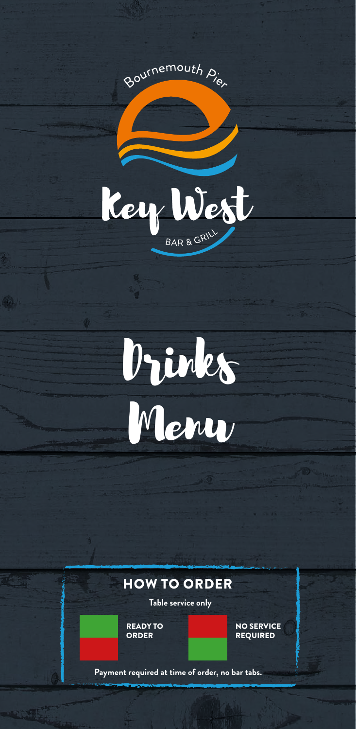Bournemouth Pier

# Key West

BAR & GRILL

# Drinks Menu

## HOW TO ORDER

**Table service only**

READY TO ORDER

NO SERVICE REQUIRED

**Payment required at time of order, no bar tabs.**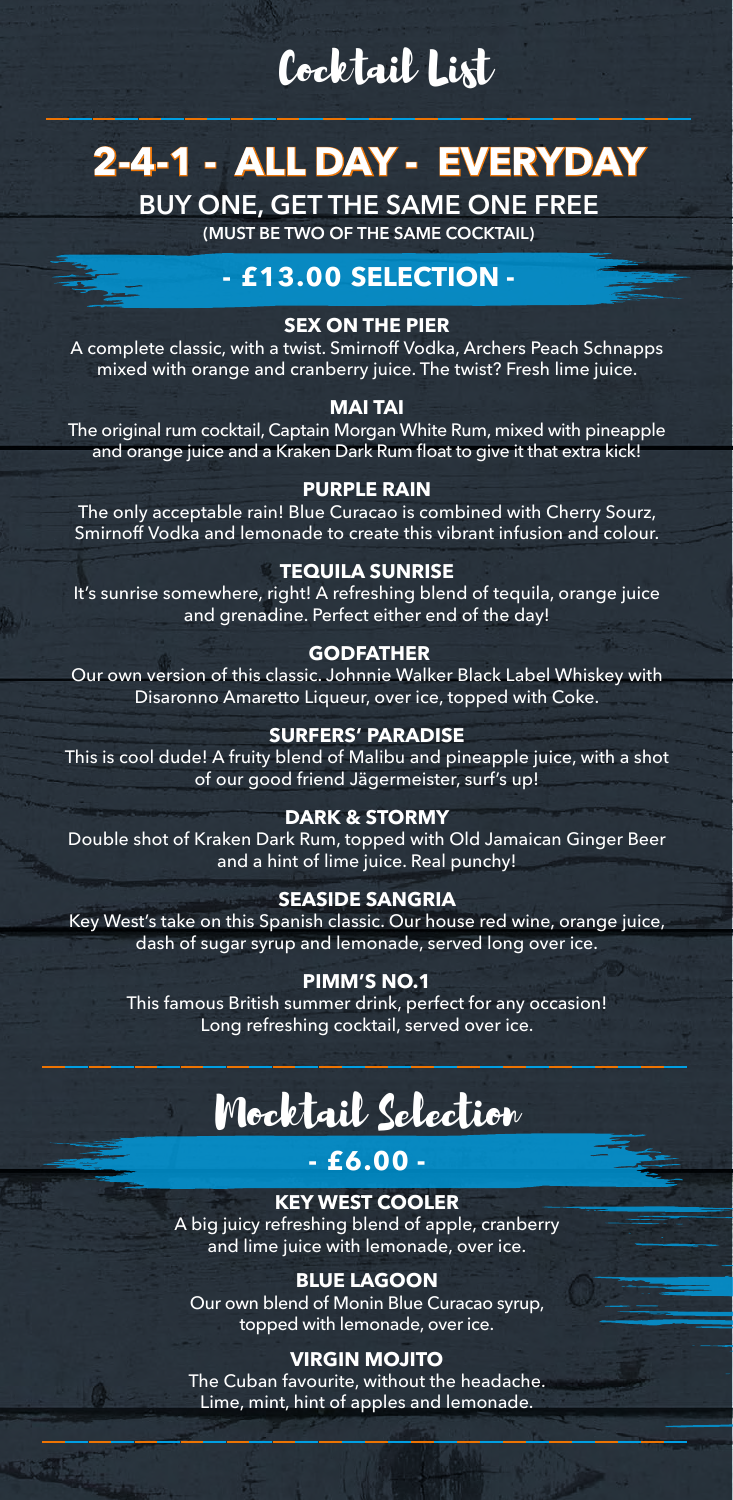# Cocktail List

## 2-4-1 - ALL DAY - EVERYDAY

**BUY ONE, GET THE SAME ONE FREE**

**(MUST BE TWO OF THE SAME COCKTAIL)**

### - £13.00 SELECTION -

**SEX ON THE PIER**

A complete classic, with a twist. Smirnoff Vodka, Archers Peach Schnapps mixed with orange and cranberry juice. The twist? Fresh lime juice.

**MAI TAI**

The original rum cocktail, Captain Morgan White Rum, mixed with pineapple and orange juice and a Kraken Dark Rum float to give it that extra kick!

**PURPLE RAIN**

The only acceptable rain! Blue Curacao is combined with Cherry Sourz, Smirnoff Vodka and lemonade to create this vibrant infusion and colour.

**TEQUILA SUNRISE**

It's sunrise somewhere, right! A refreshing blend of tequila, orange juice and grenadine. Perfect either end of the day!

**GODFATHER**

Our own version of this classic. Johnnie Walker Black Label Whiskey with Disaronno Amaretto Liqueur, over ice, topped with Coke.

**SURFERS' PARADISE**

This is cool dude! A fruity blend of Malibu and pineapple juice, with a shot of our good friend Jägermeister, surf's up!

**DARK & STORMY**

Double shot of Kraken Dark Rum, topped with Old Jamaican Ginger Beer and a hint of lime juice. Real punchy!

**SEASIDE SANGRIA**

Key West's take on this Spanish classic. Our house red wine, orange juice, dash of sugar syrup and lemonade, served long over ice.

**PIMM'S NO.1**

This famous British summer drink, perfect for any occasion! Long refreshing cocktail, served over ice.

# Mocktail Selection

### - £6.00 -

**KEY WEST COOLER**

A big juicy refreshing blend of apple, cranberry and lime juice with lemonade, over ice.

**BLUE LAGOON**

Our own blend of Monin Blue Curacao syrup, topped with lemonade, over ice.

**VIRGIN MOJITO**

The Cuban favourite, without the headache. Lime, mint, hint of apples and lemonade.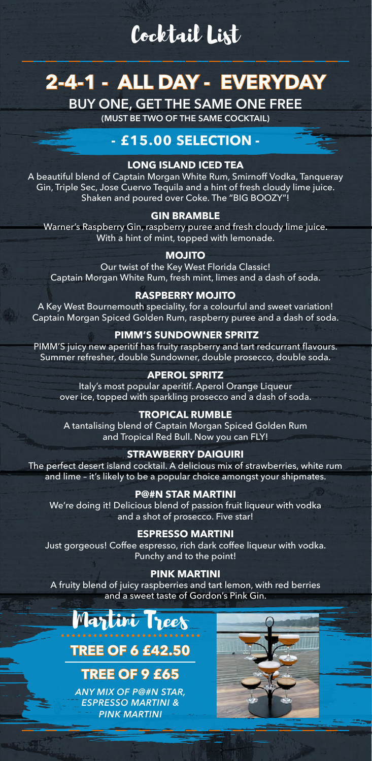# Cocktail List

## 2-4-1 - ALL DAY - EVERYDAY

**BUY ONE, GET THE SAME ONE FREE**

(MUST BE TWO OF THE SAME COCKTAIL)

### - £15.00 SELECTION -

**LONG ISLAND ICED TEA**

A beautiful blend of Captain Morgan White Rum, Smirnoff Vodka, Tanqueray Gin, Triple Sec, Jose Cuervo Tequila and a hint of fresh cloudy lime juice. Shaken and poured over Coke. The "BIG BOOZY"!

**GIN BRAMBLE**

Warner's Raspberry Gin, raspberry puree and fresh cloudy lime juice. With a hint of mint, topped with lemonade.

**MOJITO**

Our twist of the Key West Florida Classic! Captain Morgan White Rum, fresh mint, limes and a dash of soda.

**RASPBERRY MOJITO**

A Key West Bournemouth speciality, for a colourful and sweet variation! Captain Morgan Spiced Golden Rum, raspberry puree and a dash of soda.

**PIMM'S SUNDOWNER SPRITZ**

PIMM'S juicy new aperitif has fruity raspberry and tart redcurrant flavours. Summer refresher, double Sundowner, double prosecco, double soda.

**APEROL SPRITZ**

Italy's most popular aperitif. Aperol Orange Liqueur over ice, topped with sparkling prosecco and a dash of soda.

**TROPICAL RUMBLE**

A tantalising blend of Captain Morgan Spiced Golden Rum and Tropical Red Bull. Now you can FLY!

**STRAWBERRY DAIQUIRI**

The perfect desert island cocktail. A delicious mix of strawberries, white rum and lime – it's likely to be a popular choice amongst your shipmates.

**P@#N STAR MARTINI**

We're doing it! Delicious blend of passion fruit liqueur with vodka and a shot of prosecco. Five star!

**ESPRESSO MARTINI**

Just gorgeous! Coffee espresso, rich dark coffee liqueur with vodka. Punchy and to the point!

**PINK MARTINI**

A fruity blend of juicy raspberries and tart lemon, with red berries and a sweet taste of Gordon's Pink Gin.

## Martini Trees

**TREE OF 6 £42.50**

**TREE OF 9 £65**

*ANY MIX OF P@#N STAR, ESPRESSO MARTINI & PINK MARTINI*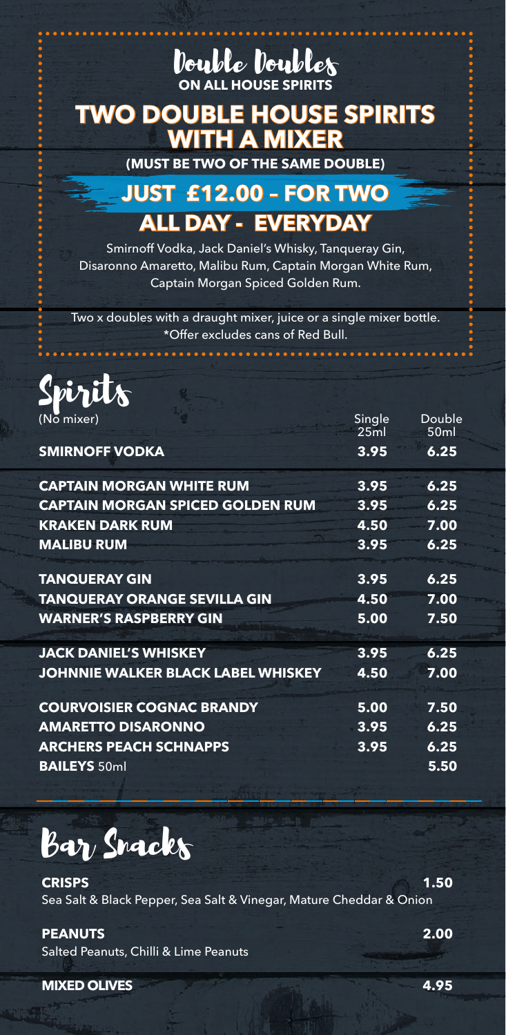# Double Doubles

**ON ALL HOUSE SPIRITS**

## TWO DOUBLE HOUSE SPIRITS WITH A MIXER

**(MUST BE TWO OF THE SAME DOUBLE)**

## JUST £12.00 – FOR TWO

## ALL DAY - EVERYDAY

Smirnoff Vodka, Jack Daniel's Whisky, Tanqueray Gin, Disaronno Amaretto, Malibu Rum, Captain Morgan White Rum, Captain Morgan Spiced Golden Rum.

Two x doubles with a draught mixer, juice or a single mixer bottle. *Offer excludes cans of Red Bull.

# Spirits

| (No mixer) | Single 25ml | Double 50ml |
|---|---|---|
| **SMIRNOFF VODKA** | **3.95** | **6.25** |
| **CAPTAIN MORGAN WHITE RUM** | **3.95** | **6.25** |
| **CAPTAIN MORGAN SPICED GOLDEN RUM** | **3.95** | **6.25** |
| **KRAKEN DARK RUM** | **4.50** | **7.00** |
| **MALIBU RUM** | **3.95** | **6.25** |
| **TANQUERAY GIN** | **3.95** | **6.25** |
| **TANQUERAY ORANGE SEVILLA GIN** | **4.50** | **7.00** |
| **WARNER'S RASPBERRY GIN** | **5.00** | **7.50** |
| **JACK DANIEL'S WHISKEY** | **3.95** | **6.25** |
| **JOHNNIE WALKER BLACK LABEL WHISKEY** | **4.50** | **7.00** |
| **COURVOISIER COGNAC BRANDY** | **5.00** | **7.50** |
| **AMARETTO DISARONNO** | **3.95** | **6.25** |
| **ARCHERS PEACH SCHNAPPS** | **3.95** | **6.25** |
| **BAILEYS** 50ml | | **5.50** |

# Bar Snacks

**CRISPS** **1.50**
Sea Salt & Black Pepper, Sea Salt & Vinegar, Mature Cheddar & Onion

**PEANUTS** **2.00**
Salted Peanuts, Chilli & Lime Peanuts

**MIXED OLIVES** **4.95**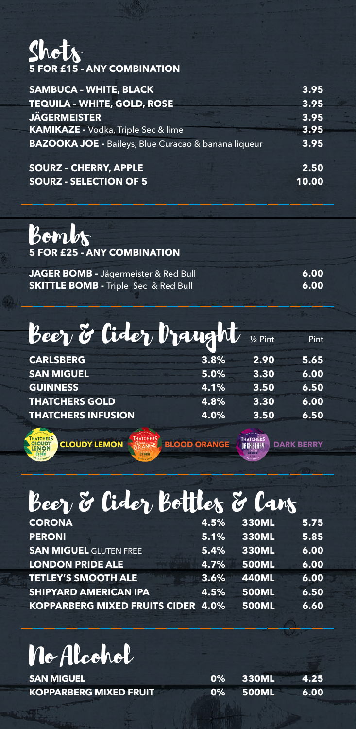# Shots

**5 FOR £15 - ANY COMBINATION**

| | |
|---|---|
| **SAMBUCA – WHITE, BLACK** | 3.95 |
| **TEQUILA – WHITE, GOLD, ROSE** | 3.95 |
| **JÄGERMEISTER** | 3.95 |
| **KAMIKAZE -** Vodka, Triple Sec & lime | 3.95 |
| **BAZOOKA JOE -** Baileys, Blue Curacao & banana liqueur | 3.95 |
| **SOURZ – CHERRY, APPLE** | 2.50 |
| **SOURZ - SELECTION OF 5** | 10.00 |

# Bombs

**5 FOR £25 - ANY COMBINATION**

| | |
|---|---|
| **JAGER BOMB -** Jägermeister & Red Bull | 6.00 |
| **SKITTLE BOMB -** Triple Sec & Red Bull | 6.00 |

# Beer & Cider Draught

| | | ½ Pint | Pint |
|---|---|---|---|
| **CARLSBERG** | 3.8% | 2.90 | 5.65 |
| **SAN MIGUEL** | 5.0% | 3.30 | 6.00 |
| **GUINNESS** | 4.1% | 3.50 | 6.50 |
| **THATCHERS GOLD** | 4.8% | 3.30 | 6.00 |
| **THATCHERS INFUSION** | 4.0% | 3.50 | 6.50 |

**CLOUDY LEMON** **BLOOD ORANGE** **DARK BERRY**

# Beer & Cider Bottles & Cans

| | | | |
|---|---|---|---|
| **CORONA** | 4.5% | 330ML | 5.75 |
| **PERONI** | 5.1% | 330ML | 5.85 |
| **SAN MIGUEL** GLUTEN FREE | 5.4% | 330ML | 6.00 |
| **LONDON PRIDE ALE** | 4.7% | 500ML | 6.00 |
| **TETLEY'S SMOOTH ALE** | 3.6% | 440ML | 6.00 |
| **SHIPYARD AMERICAN IPA** | 4.5% | 500ML | 6.50 |
| **KOPPARBERG MIXED FRUITS CIDER** | 4.0% | 500ML | 6.60 |

# No Alcohol

| | | | |
|---|---|---|---|
| **SAN MIGUEL** | 0% | 330ML | 4.25 |
| **KOPPARBERG MIXED FRUIT** | 0% | 500ML | 6.00 |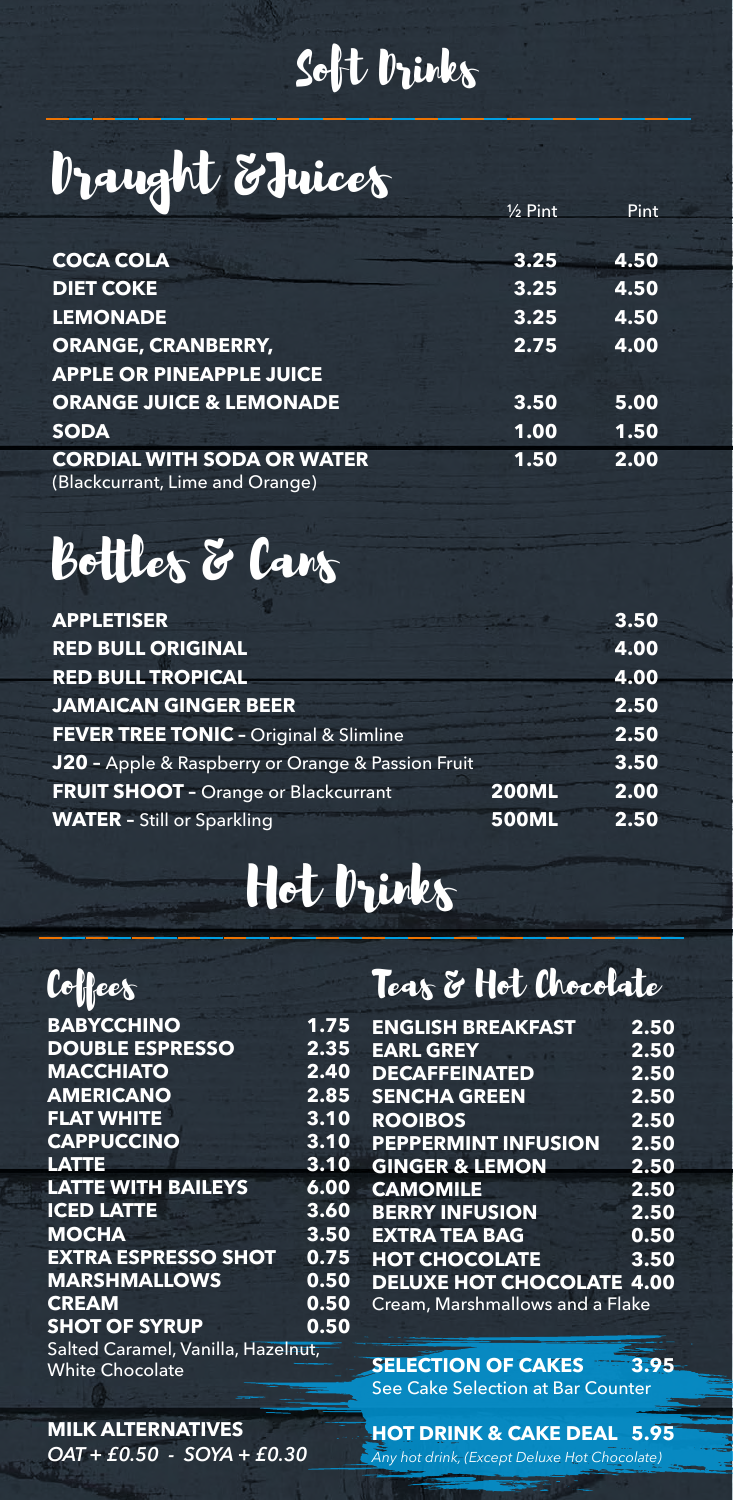# Soft Drinks

## Draught & Juices

| | ½ Pint | Pint |
|---|---|---|
| **COCA COLA** | **3.25** | **4.50** |
| **DIET COKE** | **3.25** | **4.50** |
| **LEMONADE** | **3.25** | **4.50** |
| **ORANGE, CRANBERRY, APPLE OR PINEAPPLE JUICE** | **2.75** | **4.00** |
| **ORANGE JUICE & LEMONADE** | **3.50** | **5.00** |
| **SODA** | **1.00** | **1.50** |
| **CORDIAL WITH SODA OR WATER** (Blackcurrant, Lime and Orange) | **1.50** | **2.00** |

## Bottles & Cans

| | | |
|---|---|---|
| **APPLETISER** | | **3.50** |
| **RED BULL ORIGINAL** | | **4.00** |
| **RED BULL TROPICAL** | | **4.00** |
| **JAMAICAN GINGER BEER** | | **2.50** |
| **FEVER TREE TONIC -** Original & Slimline | | **2.50** |
| **J20 -** Apple & Raspberry or Orange & Passion Fruit | | **3.50** |
| **FRUIT SHOOT -** Orange or Blackcurrant | **200ML** | **2.00** |
| **WATER -** Still or Sparkling | **500ML** | **2.50** |

# Hot Drinks

## Coffees

| | |
|---|---|
| **BABYCCHINO** | **1.75** |
| **DOUBLE ESPRESSO** | **2.35** |
| **MACCHIATO** | **2.40** |
| **AMERICANO** | **2.85** |
| **FLAT WHITE** | **3.10** |
| **CAPPUCCINO** | **3.10** |
| **LATTE** | **3.10** |
| **LATTE WITH BAILEYS** | **6.00** |
| **ICED LATTE** | **3.60** |
| **MOCHA** | **3.50** |
| **EXTRA ESPRESSO SHOT** | **0.75** |
| **MARSHMALLOWS** | **0.50** |
| **CREAM** | **0.50** |
| **SHOT OF SYRUP** Salted Caramel, Vanilla, Hazelnut, White Chocolate | **0.50** |

**MILK ALTERNATIVES**
*OAT + £0.50 - SOYA + £0.30*

## Teas & Hot Chocolate

| | |
|---|---|
| **ENGLISH BREAKFAST** | **2.50** |
| **EARL GREY** | **2.50** |
| **DECAFFEINATED** | **2.50** |
| **SENCHA GREEN** | **2.50** |
| **ROOIBOS** | **2.50** |
| **PEPPERMINT INFUSION** | **2.50** |
| **GINGER & LEMON** | **2.50** |
| **CAMOMILE** | **2.50** |
| **BERRY INFUSION** | **2.50** |
| **EXTRA TEA BAG** | **0.50** |
| **HOT CHOCOLATE** | **3.50** |
| **DELUXE HOT CHOCOLATE** Cream, Marshmallows and a Flake | **4.00** |

**SELECTION OF CAKES 3.95**
See Cake Selection at Bar Counter

**HOT DRINK & CAKE DEAL 5.95**
*Any hot drink, (Except Deluxe Hot Chocolate)*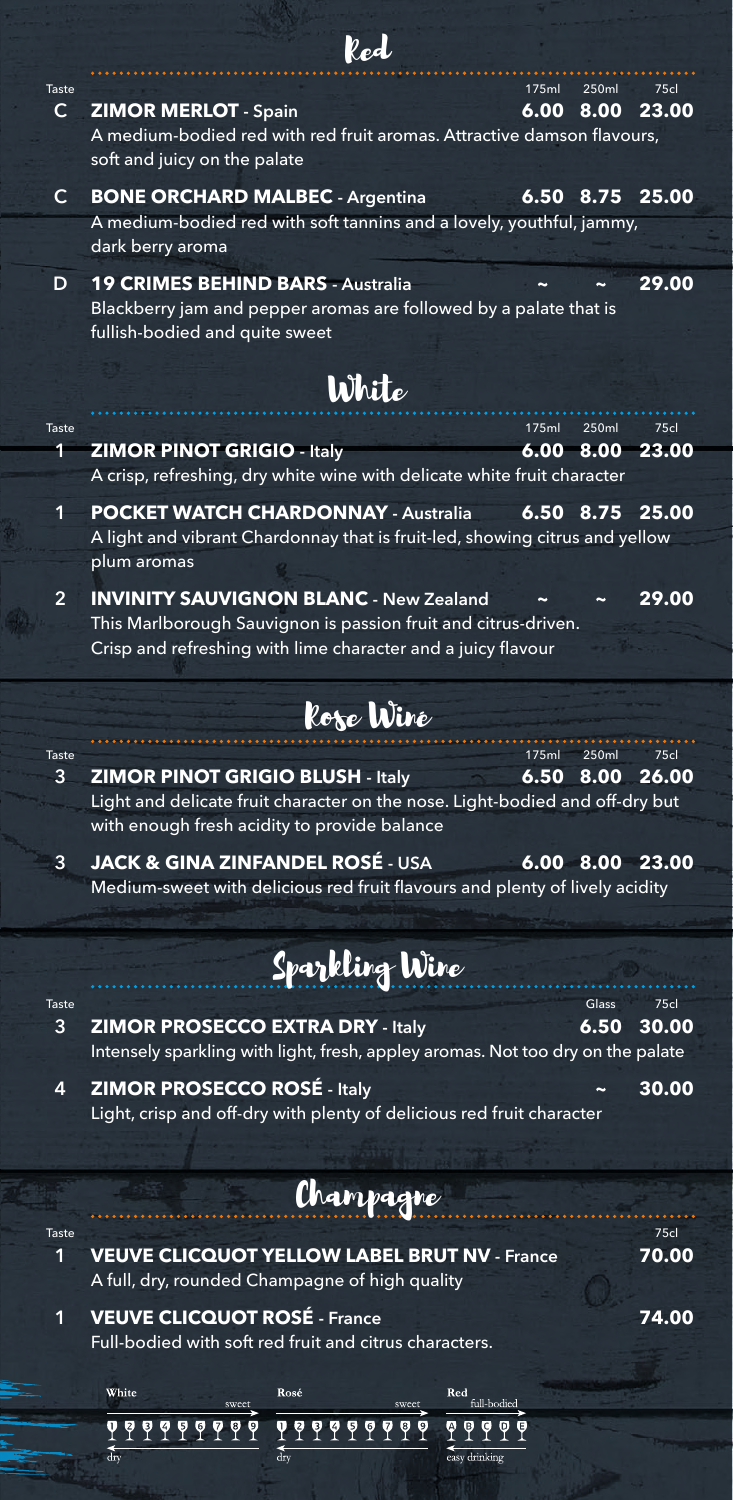# Red

| Taste | | 175ml | 250ml | 75cl |
|---|---|---|---|---|
| C | **ZIMOR MERLOT** - Spain<br>A medium-bodied red with red fruit aromas. Attractive damson flavours, soft and juicy on the palate | 6.00 | 8.00 | 23.00 |
| C | **BONE ORCHARD MALBEC** - Argentina<br>A medium-bodied red with soft tannins and a lovely, youthful, jammy, dark berry aroma | 6.50 | 8.75 | 25.00 |
| D | **19 CRIMES BEHIND BARS** - Australia<br>Blackberry jam and pepper aromas are followed by a palate that is fullish-bodied and quite sweet | ~ | ~ | 29.00 |

# White

| Taste | | 175ml | 250ml | 75cl |
|---|---|---|---|---|
| 1 | **ZIMOR PINOT GRIGIO** - Italy<br>A crisp, refreshing, dry white wine with delicate white fruit character | 6.00 | 8.00 | 23.00 |
| 1 | **POCKET WATCH CHARDONNAY** - Australia<br>A light and vibrant Chardonnay that is fruit-led, showing citrus and yellow plum aromas | 6.50 | 8.75 | 25.00 |
| 2 | **INVINITY SAUVIGNON BLANC** - New Zealand<br>This Marlborough Sauvignon is passion fruit and citrus-driven. Crisp and refreshing with lime character and a juicy flavour | ~ | ~ | 29.00 |

# Rose Wine

| Taste | | 175ml | 250ml | 75cl |
|---|---|---|---|---|
| 3 | **ZIMOR PINOT GRIGIO BLUSH** - Italy<br>Light and delicate fruit character on the nose. Light-bodied and off-dry but with enough fresh acidity to provide balance | 6.50 | 8.00 | 26.00 |
| 3 | **JACK & GINA ZINFANDEL ROSÉ** - USA<br>Medium-sweet with delicious red fruit flavours and plenty of lively acidity | 6.00 | 8.00 | 23.00 |

# Sparkling Wine

| Taste | | Glass | 75cl |
|---|---|---|---|
| 3 | **ZIMOR PROSECCO EXTRA DRY** - Italy<br>Intensely sparkling with light, fresh, appley aromas. Not too dry on the palate | 6.50 | 30.00 |
| 4 | **ZIMOR PROSECCO ROSÉ** - Italy<br>Light, crisp and off-dry with plenty of delicious red fruit character | ~ | 30.00 |

# Champagne

| Taste | | 75cl |
|---|---|---|
| 1 | **VEUVE CLICQUOT YELLOW LABEL BRUT NV** - France<br>A full, dry, rounded Champagne of high quality | 70.00 |
| 1 | **VEUVE CLICQUOT ROSÉ** - France<br>Full-bodied with soft red fruit and citrus characters. | 74.00 |

White: 1 2 3 4 5 6 7 8 9 (dry → sweet)
Rosé: 1 2 3 4 5 6 7 8 9 (dry → sweet)
Red: A B C D E (easy drinking → full-bodied)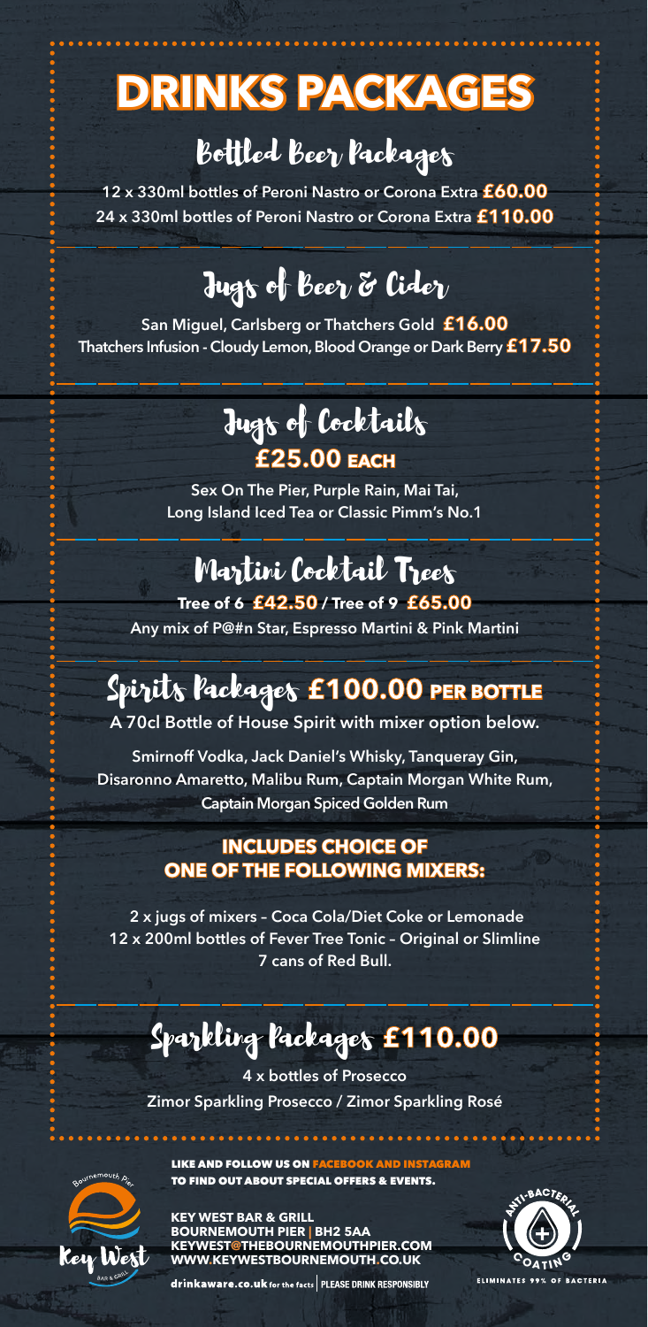# DRINKS PACKAGES

## Bottled Beer Packages

12 x 330ml bottles of Peroni Nastro or Corona Extra **£60.00**
24 x 330ml bottles of Peroni Nastro or Corona Extra **£110.00**

## Jugs of Beer & Cider

San Miguel, Carlsberg or Thatchers Gold **£16.00**
Thatchers Infusion - Cloudy Lemon, Blood Orange or Dark Berry **£17.50**

## Jugs of Cocktails
**£25.00 EACH**

Sex On The Pier, Purple Rain, Mai Tai,
Long Island Iced Tea or Classic Pimm's No.1

## Martini Cocktail Trees

**Tree of 6 £42.50 / Tree of 9 £65.00**
Any mix of P@#n Star, Espresso Martini & Pink Martini

## Spirits Packages £100.00 PER BOTTLE

A 70cl Bottle of House Spirit with mixer option below.

Smirnoff Vodka, Jack Daniel's Whisky, Tanqueray Gin,
Disaronno Amaretto, Malibu Rum, Captain Morgan White Rum,
Captain Morgan Spiced Golden Rum

**INCLUDES CHOICE OF ONE OF THE FOLLOWING MIXERS:**

2 x jugs of mixers – Coca Cola/Diet Coke or Lemonade
12 x 200ml bottles of Fever Tree Tonic – Original or Slimline
7 cans of Red Bull.

## Sparkling Packages £110.00

4 x bottles of Prosecco
Zimor Sparkling Prosecco / Zimor Sparkling Rosé

**LIKE AND FOLLOW US ON FACEBOOK AND INSTAGRAM TO FIND OUT ABOUT SPECIAL OFFERS & EVENTS.**

KEY WEST BAR & GRILL
BOURNEMOUTH PIER | BH2 5AA
KEYWEST@THEBOURNEMOUTHPIER.COM
WWW.KEYWESTBOURNEMOUTH.CO.UK

drinkaware.co.uk for the facts | PLEASE DRINK RESPONSIBLY

ANTI-BACTERIAL COATING
ELIMINATES 99% OF BACTERIA